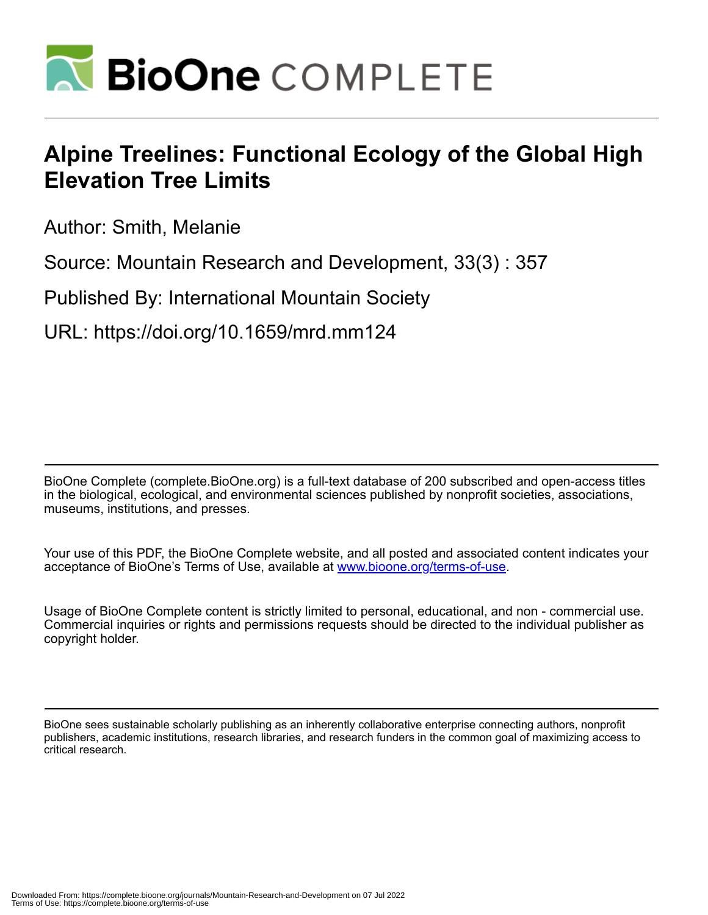# Alpine Treelines: Functional Ecology of the Global High Elevation Tree Limits

Author: Smith, Melanie

Source: Mountain Research and Development, 33(3) : 357

Published By: International Mountain Society

URL: https://doi.org/10.1659/mrd.mm124

BioOne Complete (complete.BioOne.org) is a full-text database of 200 subscribed and open-access titles in the biological, ecological, and environmental sciences published by nonprofit societies, associations, museums, institutions, and presses.

Your use of this PDF, the BioOne Complete website, and all posted and associated content indicates your acceptance of BioOne's Terms of Use, available at www.bioone.org/terms-of-use.

Usage of BioOne Complete content is strictly limited to personal, educational, and non - commercial use. Commercial inquiries or rights and permissions requests should be directed to the individual publisher as copyright holder.

BioOne sees sustainable scholarly publishing as an inherently collaborative enterprise connecting authors, nonprofit publishers, academic institutions, research libraries, and research funders in the common goal of maximizing access to critical research.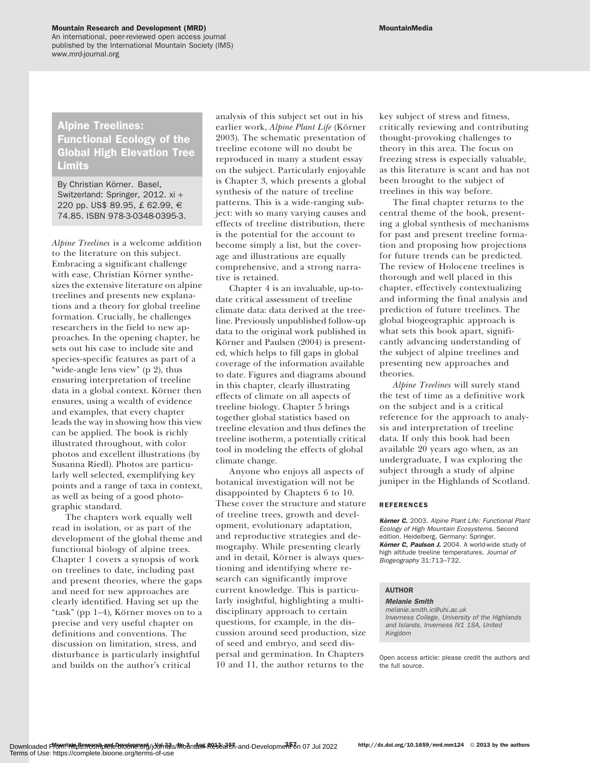## Alpine Treelines: Functional Ecology of the Global High Elevation Tree Limits

By Christian Körner. Basel, Switzerland: Springer, 2012. xi + 220 pp. US$ 89.95, £ 62.99, € 74.85. ISBN 978-3-0348-0395-3.

*Alpine Treelines* is a welcome addition to the literature on this subject. Embracing a significant challenge with ease, Christian Körner synthesizes the extensive literature on alpine treelines and presents new explanations and a theory for global treeline formation. Crucially, he challenges researchers in the field to new approaches. In the opening chapter, he sets out his case to include site and species-specific features as part of a "wide-angle lens view" (p 2), thus ensuring interpretation of treeline data in a global context. Körner then ensures, using a wealth of evidence and examples, that every chapter leads the way in showing how this view can be applied. The book is richly illustrated throughout, with color photos and excellent illustrations (by Susanna Riedl). Photos are particularly well selected, exemplifying key points and a range of taxa in context, as well as being of a good photographic standard.

The chapters work equally well read in isolation, or as part of the development of the global theme and functional biology of alpine trees. Chapter 1 covers a synopsis of work on treelines to date, including past and present theories, where the gaps and need for new approaches are clearly identified. Having set up the "task" (pp 1–4), Körner moves on to a precise and very useful chapter on definitions and conventions. The discussion on limitation, stress, and disturbance is particularly insightful and builds on the author's critical analysis of this subject set out in his earlier work, *Alpine Plant Life* (Körner 2003). The schematic presentation of treeline ecotone will no doubt be reproduced in many a student essay on the subject. Particularly enjoyable is Chapter 3, which presents a global synthesis of the nature of treeline patterns. This is a wide-ranging subject: with so many varying causes and effects of treeline distribution, there is the potential for the account to become simply a list, but the coverage and illustrations are equally comprehensive, and a strong narrative is retained.

Chapter 4 is an invaluable, up-to-date critical assessment of treeline climate data: data derived at the treeline. Previously unpublished follow-up data to the original work published in Körner and Paulsen (2004) is presented, which helps to fill gaps in global coverage of the information available to date. Figures and diagrams abound in this chapter, clearly illustrating effects of climate on all aspects of treeline biology. Chapter 5 brings together global statistics based on treeline elevation and thus defines the treeline isotherm, a potentially critical tool in modeling the effects of global climate change.

Anyone who enjoys all aspects of botanical investigation will not be disappointed by Chapters 6 to 10. These cover the structure and stature of treeline trees, growth and development, evolutionary adaptation, and reproductive strategies and demography. While presenting clearly and in detail, Körner is always questioning and identifying where research can significantly improve current knowledge. This is particularly insightful, highlighting a multidisciplinary approach to certain questions, for example, in the discussion around seed production, size of seed and embryo, and seed dispersal and germination. In Chapters 10 and 11, the author returns to the key subject of stress and fitness, critically reviewing and contributing thought-provoking challenges to theory in this area. The focus on freezing stress is especially valuable, as this literature is scant and has not been brought to the subject of treelines in this way before.

The final chapter returns to the central theme of the book, presenting a global synthesis of mechanisms for past and present treeline formation and proposing how projections for future trends can be predicted. The review of Holocene treelines is thorough and well placed in this chapter, effectively contextualizing and informing the final analysis and prediction of future treelines. The global biogeographic approach is what sets this book apart, significantly advancing understanding of the subject of alpine treelines and presenting new approaches and theories.

*Alpine Treelines* will surely stand the test of time as a definitive work on the subject and is a critical reference for the approach to analysis and interpretation of treeline data. If only this book had been available 20 years ago when, as an undergraduate, I was exploring the subject through a study of alpine juniper in the Highlands of Scotland.

### REFERENCES

***Körner C.*** 2003. *Alpine Plant Life: Functional Plant Ecology of High Mountain Ecosystems.* Second edition. Heidelberg, Germany: Springer.

***Körner C, Paulsen J.*** 2004. A world-wide study of high altitude treeline temperatures. *Journal of Biogeography* 31:713–732.

### AUTHOR

***Melanie Smith***

*melanie.smith.ic@uhi.ac.uk*

*Inverness College, University of the Highlands and Islands, Inverness IV1 1SA, United Kingdom*

Open access article: please credit the authors and the full source.